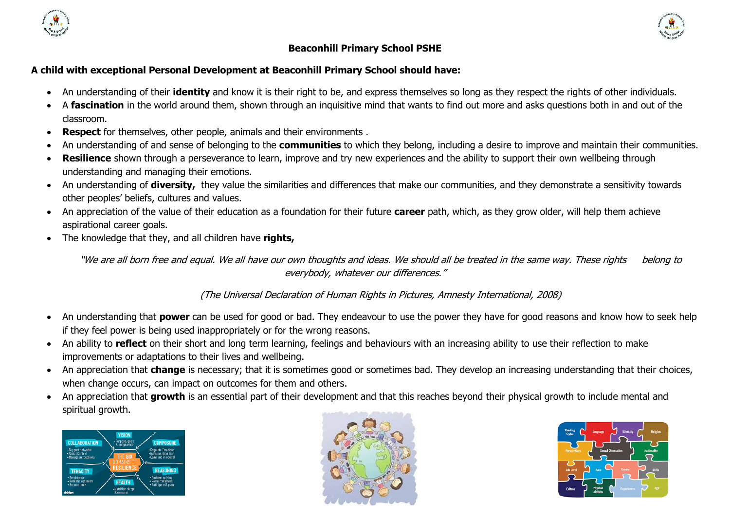# Beaconhill Primary School PSHE

**A child with exceptional Personal Development at Beaconhill Primary School should have:**

- An understanding of their **identity** and know it is their right to be, and express themselves so long as they respect the rights of other individuals.
- A **fascination** in the world around them, shown through an inquisitive mind that wants to find out more and asks questions both in and out of the classroom.
- **Respect** for themselves, other people, animals and their environments .
- An understanding of and sense of belonging to the **communities** to which they belong, including a desire to improve and maintain their communities.
- **Resilience** shown through a perseverance to learn, improve and try new experiences and the ability to support their own wellbeing through understanding and managing their emotions.
- An understanding of **diversity,** they value the similarities and differences that make our communities, and they demonstrate a sensitivity towards other peoples' beliefs, cultures and values.
- An appreciation of the value of their education as a foundation for their future **career** path, which, as they grow older, will help them achieve aspirational career goals.
- The knowledge that they, and all children have **rights,**

*"We are all born free and equal. We all have our own thoughts and ideas. We should all be treated in the same way. These rights belong to everybody, whatever our differences."*

*(The Universal Declaration of Human Rights in Pictures, Amnesty International, 2008)*

- An understanding that **power** can be used for good or bad. They endeavour to use the power they have for good reasons and know how to seek help if they feel power is being used inappropriately or for the wrong reasons.
- An ability to **reflect** on their short and long term learning, feelings and behaviours with an increasing ability to use their reflection to make improvements or adaptations to their lives and wellbeing.
- An appreciation that **change** is necessary; that it is sometimes good or sometimes bad. They develop an increasing understanding that their choices, when change occurs, can impact on outcomes for them and others.
- An appreciation that **growth** is an essential part of their development and that this reaches beyond their physical growth to include mental and spiritual growth.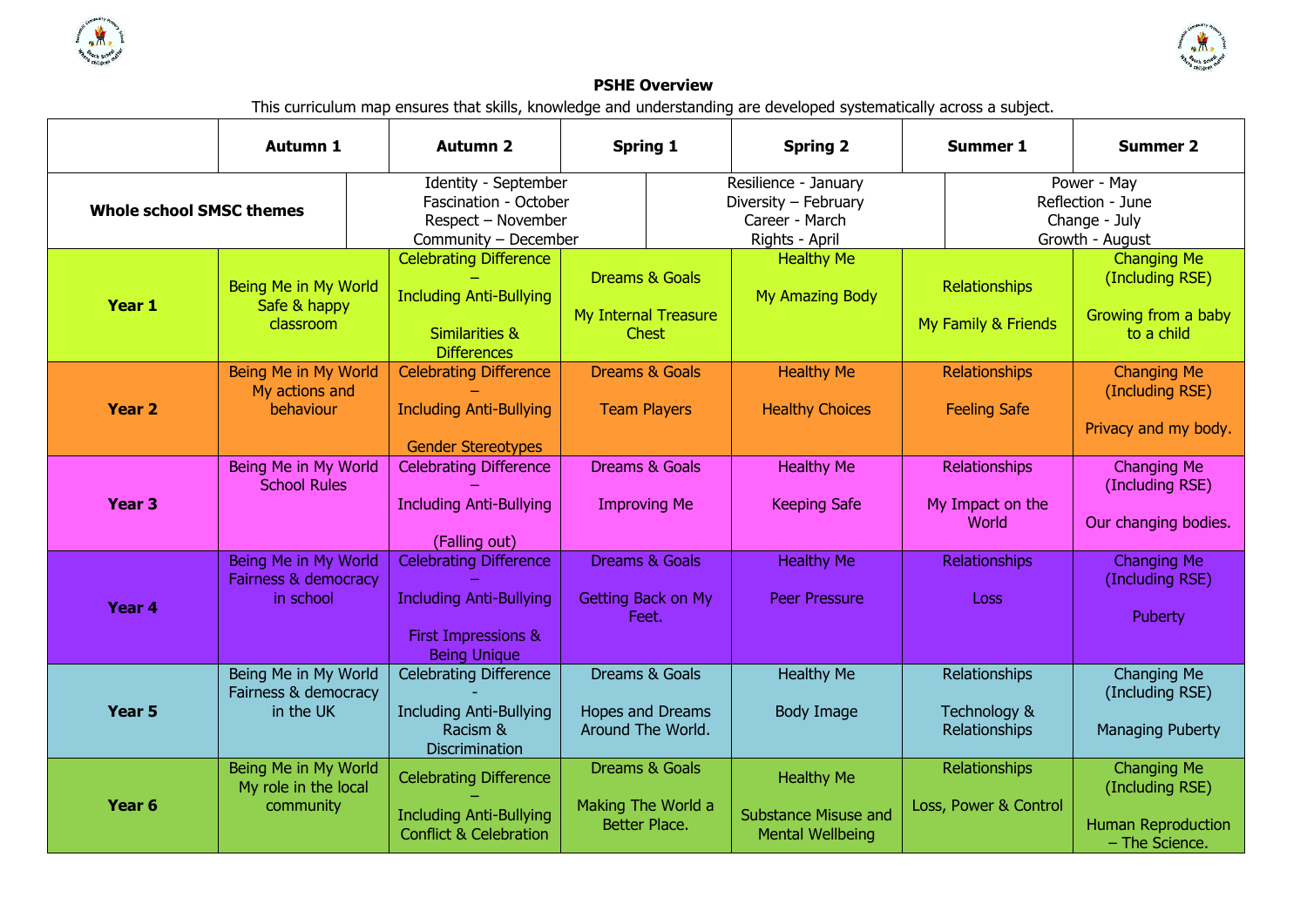**PSHE Overview**

This curriculum map ensures that skills, knowledge and understanding are developed systematically across a subject.

| | Autumn 1 | Autumn 2 | Spring 1 | Spring 2 | Summer 1 | Summer 2 |
|---|---|---|---|---|---|---|
| **Whole school SMSC themes** | Identity - September<br>Fascination - October<br>Respect – November<br>Community – December | | Resilience - January<br>Diversity – February<br>Career - March<br>Rights - April | | Power - May<br>Reflection - June<br>Change - July<br>Growth - August | |
| **Year 1** | Being Me in My World<br>Safe & happy classroom | Celebrating Difference – Including Anti-Bullying<br><br>Similarities & Differences | Dreams & Goals<br><br>My Internal Treasure Chest | Healthy Me<br><br>My Amazing Body | Relationships<br><br>My Family & Friends | Changing Me (Including RSE)<br><br>Growing from a baby to a child |
| **Year 2** | Being Me in My World<br>My actions and behaviour | Celebrating Difference – Including Anti-Bullying<br><br>Gender Stereotypes | Dreams & Goals<br><br>Team Players | Healthy Me<br><br>Healthy Choices | Relationships<br><br>Feeling Safe | Changing Me (Including RSE)<br><br>Privacy and my body. |
| **Year 3** | Being Me in My World<br>School Rules | Celebrating Difference – Including Anti-Bullying<br><br>(Falling out) | Dreams & Goals<br><br>Improving Me | Healthy Me<br><br>Keeping Safe | Relationships<br><br>My Impact on the World | Changing Me (Including RSE)<br><br>Our changing bodies. |
| **Year 4** | Being Me in My World<br>Fairness & democracy in school | Celebrating Difference – Including Anti-Bullying<br><br>First Impressions & Being Unique | Dreams & Goals<br><br>Getting Back on My Feet. | Healthy Me<br><br>Peer Pressure | Relationships<br><br>Loss | Changing Me (Including RSE)<br><br>Puberty |
| **Year 5** | Being Me in My World<br>Fairness & democracy in the UK | Celebrating Difference - Including Anti-Bullying<br>Racism & Discrimination | Dreams & Goals<br><br>Hopes and Dreams Around The World. | Healthy Me<br><br>Body Image | Relationships<br><br>Technology & Relationships | Changing Me (Including RSE)<br><br>Managing Puberty |
| **Year 6** | Being Me in My World<br>My role in the local community | Celebrating Difference – Including Anti-Bullying<br>Conflict & Celebration | Dreams & Goals<br><br>Making The World a Better Place. | Healthy Me<br><br>Substance Misuse and Mental Wellbeing | Relationships<br><br>Loss, Power & Control | Changing Me (Including RSE)<br><br>Human Reproduction – The Science. |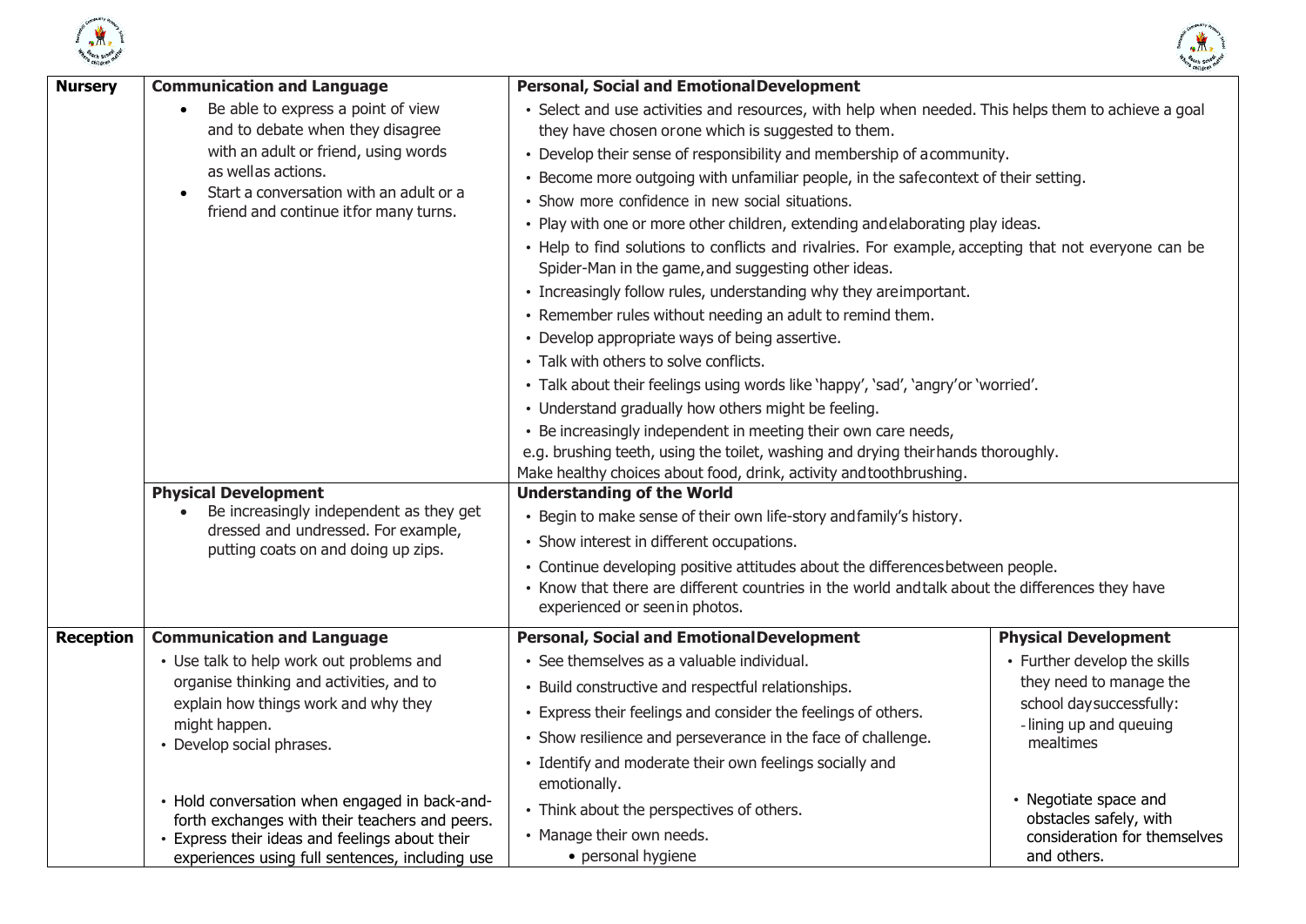| | | | |
|---|---|---|---|
| **Nursery** | **Communication and Language**<br>• Be able to express a point of view and to debate when they disagree with an adult or friend, using words as well as actions.<br>• Start a conversation with an adult or a friend and continue it for many turns. | **Personal, Social and Emotional Development**<br>• Select and use activities and resources, with help when needed. This helps them to achieve a goal they have chosen or one which is suggested to them.<br>• Develop their sense of responsibility and membership of a community.<br>• Become more outgoing with unfamiliar people, in the safe context of their setting.<br>• Show more confidence in new social situations.<br>• Play with one or more other children, extending and elaborating play ideas.<br>• Help to find solutions to conflicts and rivalries. For example, accepting that not everyone can be Spider-Man in the game, and suggesting other ideas.<br>• Increasingly follow rules, understanding why they are important.<br>• Remember rules without needing an adult to remind them.<br>• Develop appropriate ways of being assertive.<br>• Talk with others to solve conflicts.<br>• Talk about their feelings using words like 'happy', 'sad', 'angry' or 'worried'.<br>• Understand gradually how others might be feeling.<br>• Be increasingly independent in meeting their own care needs, e.g. brushing teeth, using the toilet, washing and drying their hands thoroughly.<br>Make healthy choices about food, drink, activity and toothbrushing. | |
| | **Physical Development**<br>• Be increasingly independent as they get dressed and undressed. For example, putting coats on and doing up zips. | **Understanding of the World**<br>• Begin to make sense of their own life-story and family's history.<br>• Show interest in different occupations.<br>• Continue developing positive attitudes about the differences between people.<br>• Know that there are different countries in the world and talk about the differences they have experienced or seen in photos. | |
| **Reception** | **Communication and Language**<br>• Use talk to help work out problems and organise thinking and activities, and to explain how things work and why they might happen.<br>• Develop social phrases.<br><br>• Hold conversation when engaged in back-and-forth exchanges with their teachers and peers.<br>• Express their ideas and feelings about their experiences using full sentences, including use | **Personal, Social and Emotional Development**<br>• See themselves as a valuable individual.<br>• Build constructive and respectful relationships.<br>• Express their feelings and consider the feelings of others.<br>• Show resilience and perseverance in the face of challenge.<br>• Identify and moderate their own feelings socially and emotionally.<br>• Think about the perspectives of others.<br>• Manage their own needs.<br>• personal hygiene | **Physical Development**<br>• Further develop the skills they need to manage the school day successfully:<br>- lining up and queuing mealtimes<br><br>• Negotiate space and obstacles safely, with consideration for themselves and others. |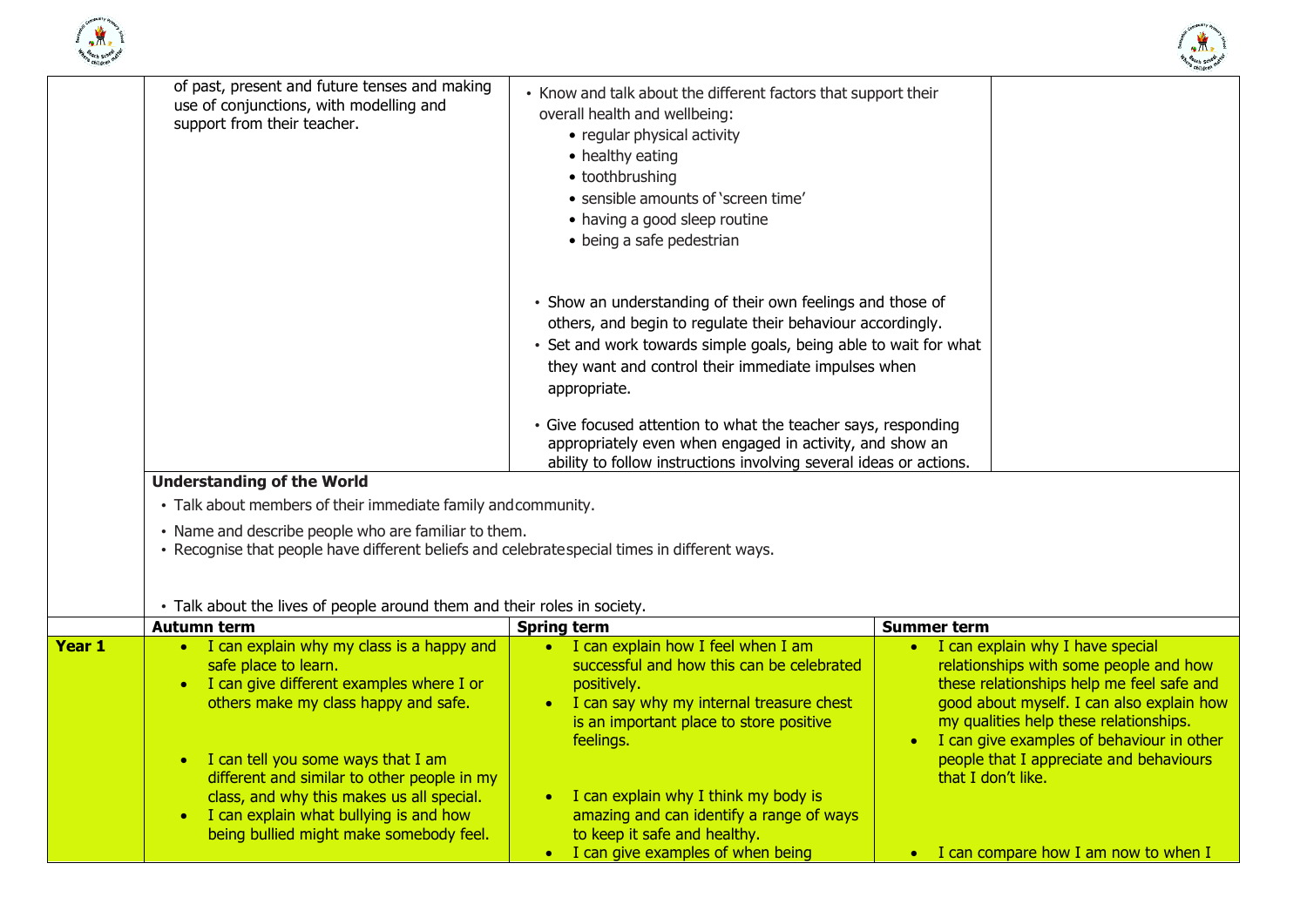| | | | |
|---|---|---|---|
| | of past, present and future tenses and making use of conjunctions, with modelling and support from their teacher. | • Know and talk about the different factors that support their overall health and wellbeing:<br>• regular physical activity<br>• healthy eating<br>• toothbrushing<br>• sensible amounts of 'screen time'<br>• having a good sleep routine<br>• being a safe pedestrian<br><br>• Show an understanding of their own feelings and those of others, and begin to regulate their behaviour accordingly.<br>• Set and work towards simple goals, being able to wait for what they want and control their immediate impulses when appropriate.<br><br>• Give focused attention to what the teacher says, responding appropriately even when engaged in activity, and show an ability to follow instructions involving several ideas or actions. | |
| | **Understanding of the World**<br>• Talk about members of their immediate family and community.<br>• Name and describe people who are familiar to them.<br>• Recognise that people have different beliefs and celebrate special times in different ways.<br><br>• Talk about the lives of people around them and their roles in society. | | |
| | **Autumn term** | **Spring term** | **Summer term** |
| **Year 1** | • I can explain why my class is a happy and safe place to learn.<br>• I can give different examples where I or others make my class happy and safe.<br><br>• I can tell you some ways that I am different and similar to other people in my class, and why this makes us all special.<br>• I can explain what bullying is and how being bullied might make somebody feel. | • I can explain how I feel when I am successful and how this can be celebrated positively.<br>• I can say why my internal treasure chest is an important place to store positive feelings.<br><br>• I can explain why I think my body is amazing and can identify a range of ways to keep it safe and healthy.<br>• I can give examples of when being | • I can explain why I have special relationships with some people and how these relationships help me feel safe and good about myself. I can also explain how my qualities help these relationships.<br>• I can give examples of behaviour in other people that I appreciate and behaviours that I don't like.<br><br>• I can compare how I am now to when I |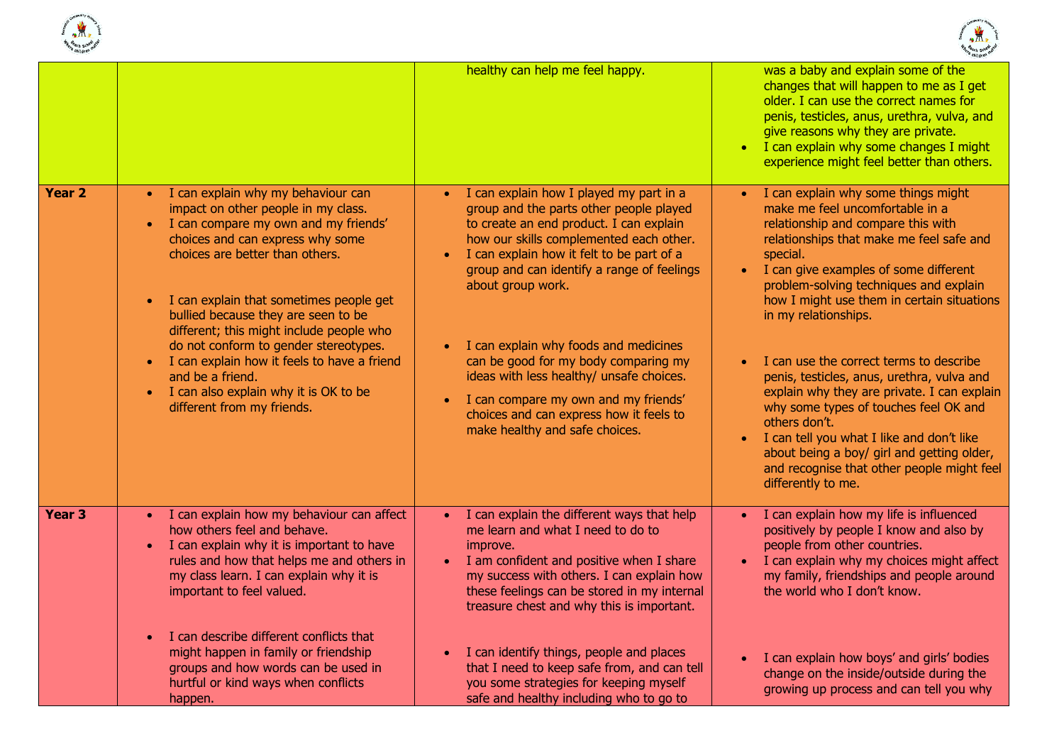| | | | |
|---|---|---|---|
| | | healthy can help me feel happy. | was a baby and explain some of the changes that will happen to me as I get older. I can use the correct names for penis, testicles, anus, urethra, vulva, and give reasons why they are private. <br>• I can explain why some changes I might experience might feel better than others. |
| **Year 2** | • I can explain why my behaviour can impact on other people in my class.<br>• I can compare my own and my friends' choices and can express why some choices are better than others.<br><br>• I can explain that sometimes people get bullied because they are seen to be different; this might include people who do not conform to gender stereotypes.<br>• I can explain how it feels to have a friend and be a friend.<br>• I can also explain why it is OK to be different from my friends. | • I can explain how I played my part in a group and the parts other people played to create an end product. I can explain how our skills complemented each other.<br>• I can explain how it felt to be part of a group and can identify a range of feelings about group work.<br><br>• I can explain why foods and medicines can be good for my body comparing my ideas with less healthy/ unsafe choices.<br>• I can compare my own and my friends' choices and can express how it feels to make healthy and safe choices. | • I can explain why some things might make me feel uncomfortable in a relationship and compare this with relationships that make me feel safe and special.<br>• I can give examples of some different problem-solving techniques and explain how I might use them in certain situations in my relationships.<br><br>• I can use the correct terms to describe penis, testicles, anus, urethra, vulva and explain why they are private. I can explain why some types of touches feel OK and others don't.<br>• I can tell you what I like and don't like about being a boy/ girl and getting older, and recognise that other people might feel differently to me. |
| **Year 3** | • I can explain how my behaviour can affect how others feel and behave.<br>• I can explain why it is important to have rules and how that helps me and others in my class learn. I can explain why it is important to feel valued.<br><br>• I can describe different conflicts that might happen in family or friendship groups and how words can be used in hurtful or kind ways when conflicts happen. | • I can explain the different ways that help me learn and what I need to do to improve.<br>• I am confident and positive when I share my success with others. I can explain how these feelings can be stored in my internal treasure chest and why this is important.<br><br>• I can identify things, people and places that I need to keep safe from, and can tell you some strategies for keeping myself safe and healthy including who to go to | • I can explain how my life is influenced positively by people I know and also by people from other countries.<br>• I can explain why my choices might affect my family, friendships and people around the world who I don't know.<br><br>• I can explain how boys' and girls' bodies change on the inside/outside during the growing up process and can tell you why |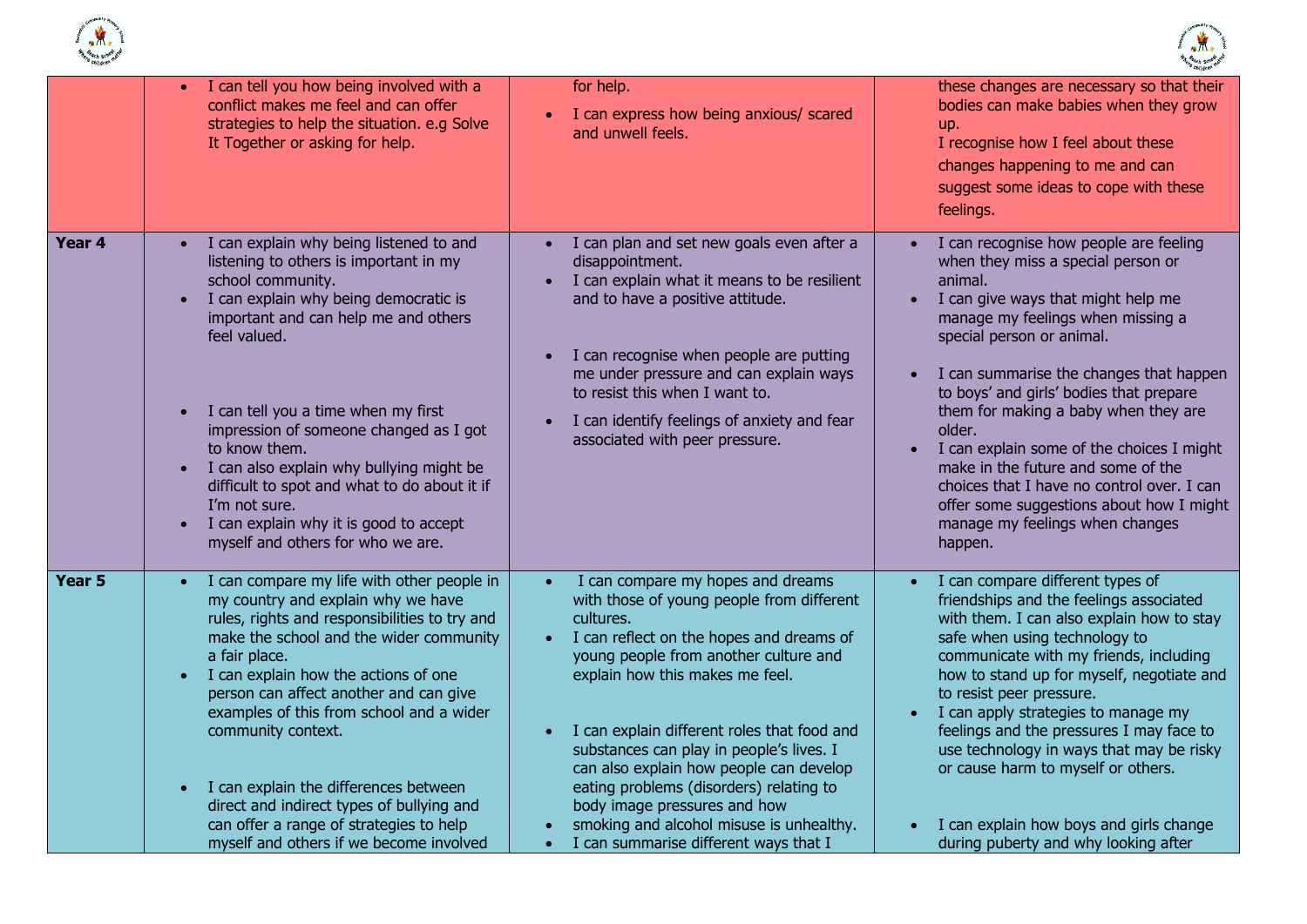| | | | |
|---|---|---|---|
| | • I can tell you how being involved with a conflict makes me feel and can offer strategies to help the situation. e.g Solve It Together or asking for help. | for help.<br>• I can express how being anxious/ scared and unwell feels. | these changes are necessary so that their bodies can make babies when they grow up.<br>I recognise how I feel about these changes happening to me and can suggest some ideas to cope with these feelings. |
| **Year 4** | • I can explain why being listened to and listening to others is important in my school community.<br>• I can explain why being democratic is important and can help me and others feel valued.<br><br>• I can tell you a time when my first impression of someone changed as I got to know them.<br>• I can also explain why bullying might be difficult to spot and what to do about it if I'm not sure.<br>• I can explain why it is good to accept myself and others for who we are. | • I can plan and set new goals even after a disappointment.<br>• I can explain what it means to be resilient and to have a positive attitude.<br><br>• I can recognise when people are putting me under pressure and can explain ways to resist this when I want to.<br>• I can identify feelings of anxiety and fear associated with peer pressure. | • I can recognise how people are feeling when they miss a special person or animal.<br>• I can give ways that might help me manage my feelings when missing a special person or animal.<br><br>• I can summarise the changes that happen to boys' and girls' bodies that prepare them for making a baby when they are older.<br>• I can explain some of the choices I might make in the future and some of the choices that I have no control over. I can offer some suggestions about how I might manage my feelings when changes happen. |
| **Year 5** | • I can compare my life with other people in my country and explain why we have rules, rights and responsibilities to try and make the school and the wider community a fair place.<br>• I can explain how the actions of one person can affect another and can give examples of this from school and a wider community context.<br><br>• I can explain the differences between direct and indirect types of bullying and can offer a range of strategies to help myself and others if we become involved | • I can compare my hopes and dreams with those of young people from different cultures.<br>• I can reflect on the hopes and dreams of young people from another culture and explain how this makes me feel.<br><br>• I can explain different roles that food and substances can play in people's lives. I can also explain how people can develop eating problems (disorders) relating to body image pressures and how<br>• smoking and alcohol misuse is unhealthy.<br>• I can summarise different ways that I | • I can compare different types of friendships and the feelings associated with them. I can also explain how to stay safe when using technology to communicate with my friends, including how to stand up for myself, negotiate and to resist peer pressure.<br>• I can apply strategies to manage my feelings and the pressures I may face to use technology in ways that may be risky or cause harm to myself or others.<br><br>• I can explain how boys and girls change during puberty and why looking after |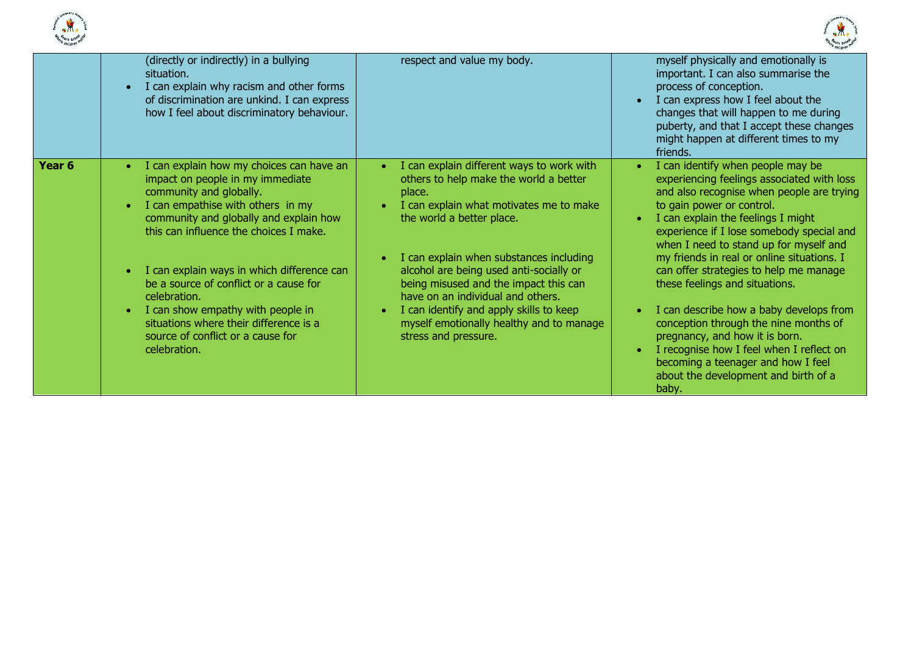| | | | |
|---|---|---|---|
| | (directly or indirectly) in a bullying situation.<br>• I can explain why racism and other forms of discrimination are unkind. I can express how I feel about discriminatory behaviour. | respect and value my body. | myself physically and emotionally is important. I can also summarise the process of conception.<br>• I can express how I feel about the changes that will happen to me during puberty, and that I accept these changes might happen at different times to my friends. |
| **Year 6** | • I can explain how my choices can have an impact on people in my immediate community and globally.<br>• I can empathise with others in my community and globally and explain how this can influence the choices I make.<br><br>• I can explain ways in which difference can be a source of conflict or a cause for celebration.<br>• I can show empathy with people in situations where their difference is a source of conflict or a cause for celebration. | • I can explain different ways to work with others to help make the world a better place.<br>• I can explain what motivates me to make the world a better place.<br><br>• I can explain when substances including alcohol are being used anti-socially or being misused and the impact this can have on an individual and others.<br>• I can identify and apply skills to keep myself emotionally healthy and to manage stress and pressure. | • I can identify when people may be experiencing feelings associated with loss and also recognise when people are trying to gain power or control.<br>• I can explain the feelings I might experience if I lose somebody special and when I need to stand up for myself and my friends in real or online situations. I can offer strategies to help me manage these feelings and situations.<br><br>• I can describe how a baby develops from conception through the nine months of pregnancy, and how it is born.<br>• I recognise how I feel when I reflect on becoming a teenager and how I feel about the development and birth of a baby. |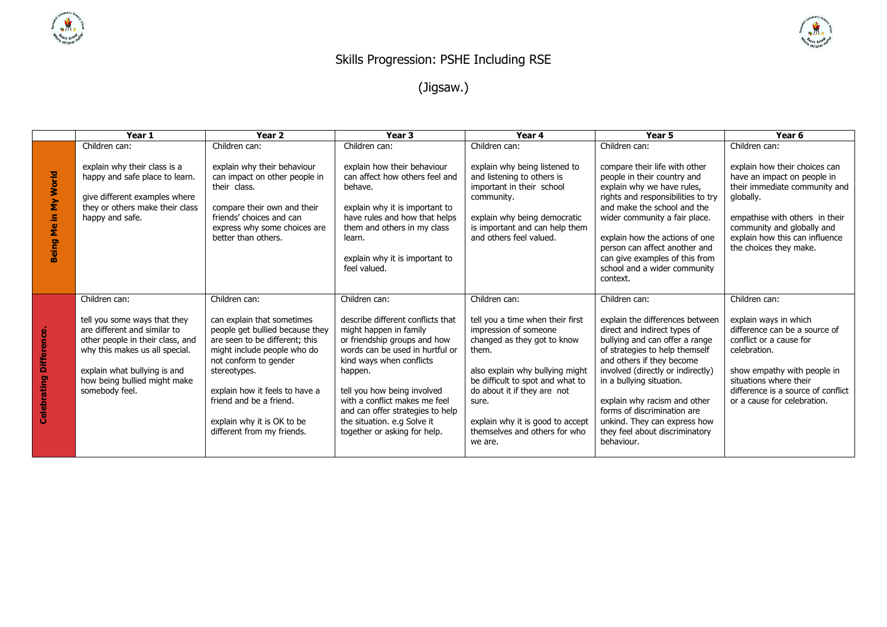# Skills Progression: PSHE Including RSE

## (Jigsaw.)

| | Year 1 | Year 2 | Year 3 | Year 4 | Year 5 | Year 6 |
|---|---|---|---|---|---|---|
| **Being Me in My World** | Children can:<br><br>explain why their class is a happy and safe place to learn.<br><br>give different examples where they or others make their class happy and safe. | Children can:<br><br>explain why their behaviour can impact on other people in their class.<br><br>compare their own and their friends' choices and can express why some choices are better than others. | Children can:<br><br>explain how their behaviour can affect how others feel and behave.<br><br>explain why it is important to have rules and how that helps them and others in my class learn.<br><br>explain why it is important to feel valued. | Children can:<br><br>explain why being listened to and listening to others is important in their school community.<br><br>explain why being democratic is important and can help them and others feel valued. | Children can:<br><br>compare their life with other people in their country and explain why we have rules, rights and responsibilities to try and make the school and the wider community a fair place.<br><br>explain how the actions of one person can affect another and can give examples of this from school and a wider community context. | Children can:<br><br>explain how their choices can have an impact on people in their immediate community and globally.<br><br>empathise with others in their community and globally and explain how this can influence the choices they make. |
| **Celebrating Difference.** | Children can:<br><br>tell you some ways that they are different and similar to other people in their class, and why this makes us all special.<br><br>explain what bullying is and how being bullied might make somebody feel. | Children can:<br><br>can explain that sometimes people get bullied because they are seen to be different; this might include people who do not conform to gender stereotypes.<br><br>explain how it feels to have a friend and be a friend.<br><br>explain why it is OK to be different from my friends. | Children can:<br><br>describe different conflicts that might happen in family or friendship groups and how words can be used in hurtful or kind ways when conflicts happen.<br><br>tell you how being involved with a conflict makes me feel and can offer strategies to help the situation. e.g Solve it together or asking for help. | Children can:<br><br>tell you a time when their first impression of someone changed as they got to know them.<br><br>also explain why bullying might be difficult to spot and what to do about it if they are not sure.<br><br>explain why it is good to accept themselves and others for who we are. | Children can:<br><br>explain the differences between direct and indirect types of bullying and can offer a range of strategies to help themself and others if they become involved (directly or indirectly) in a bullying situation.<br><br>explain why racism and other forms of discrimination are unkind. They can express how they feel about discriminatory behaviour. | Children can:<br><br>explain ways in which difference can be a source of conflict or a cause for celebration.<br><br>show empathy with people in situations where their difference is a source of conflict or a cause for celebration. |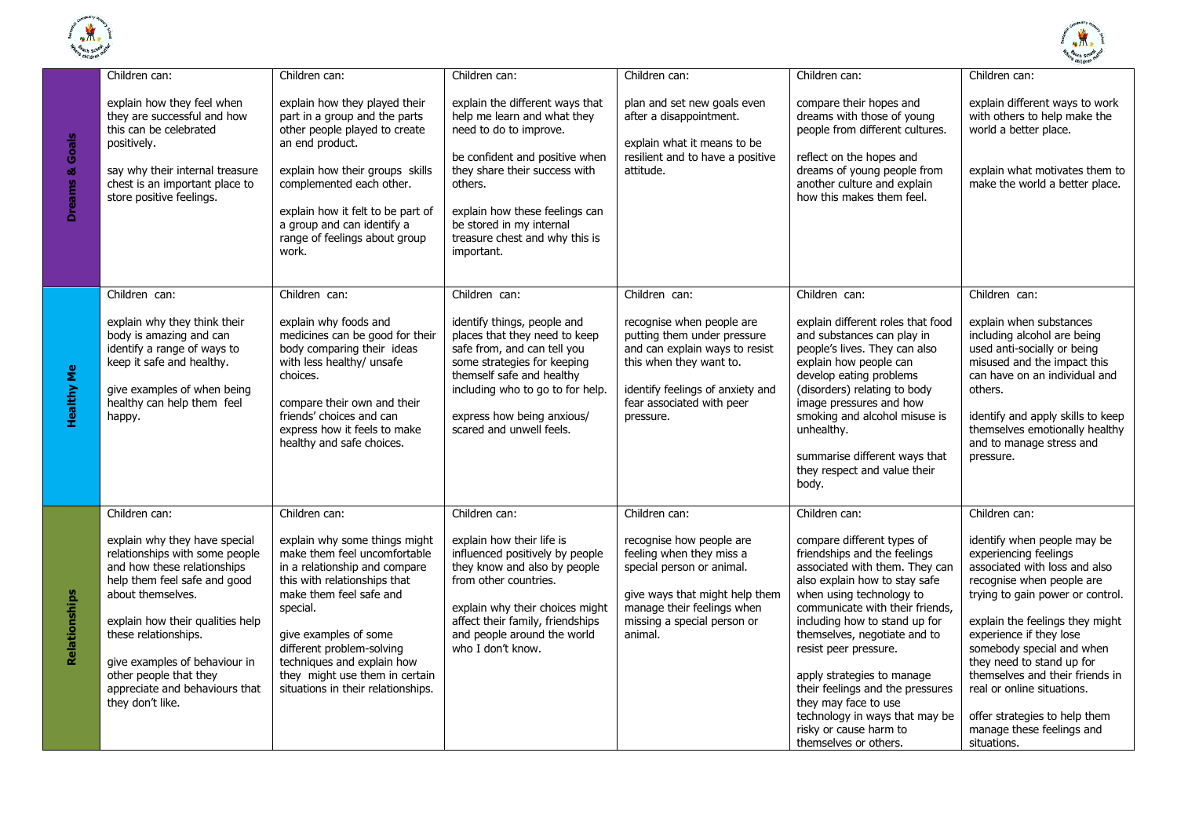| | | | | | | |
|---|---|---|---|---|---|---|
| **Dreams & Goals** | Children can:<br><br>explain how they feel when they are successful and how this can be celebrated positively.<br><br>say why their internal treasure chest is an important place to store positive feelings. | Children can:<br><br>explain how they played their part in a group and the parts other people played to create an end product.<br><br>explain how their groups skills complemented each other.<br><br>explain how it felt to be part of a group and can identify a range of feelings about group work. | Children can:<br><br>explain the different ways that help me learn and what they need to do to improve.<br><br>be confident and positive when they share their success with others.<br><br>explain how these feelings can be stored in my internal treasure chest and why this is important. | Children can:<br><br>plan and set new goals even after a disappointment.<br><br>explain what it means to be resilient and to have a positive attitude. | Children can:<br><br>compare their hopes and dreams with those of young people from different cultures.<br><br>reflect on the hopes and dreams of young people from another culture and explain how this makes them feel. | Children can:<br><br>explain different ways to work with others to help make the world a better place.<br><br>explain what motivates them to make the world a better place. |
| **Healthy Me** | Children can:<br><br>explain why they think their body is amazing and can identify a range of ways to keep it safe and healthy.<br><br>give examples of when being healthy can help them feel happy. | Children can:<br><br>explain why foods and medicines can be good for their body comparing their ideas with less healthy/ unsafe choices.<br><br>compare their own and their friends' choices and can express how it feels to make healthy and safe choices. | Children can:<br><br>identify things, people and places that they need to keep safe from, and can tell you some strategies for keeping themself safe and healthy including who to go to for help.<br><br>express how being anxious/ scared and unwell feels. | Children can:<br><br>recognise when people are putting them under pressure and can explain ways to resist this when they want to.<br><br>identify feelings of anxiety and fear associated with peer pressure. | Children can:<br><br>explain different roles that food and substances can play in people's lives. They can also explain how people can develop eating problems (disorders) relating to body image pressures and how smoking and alcohol misuse is unhealthy.<br><br>summarise different ways that they respect and value their body. | Children can:<br><br>explain when substances including alcohol are being used anti-socially or being misused and the impact this can have on an individual and others.<br><br>identify and apply skills to keep themselves emotionally healthy and to manage stress and pressure. |
| **Relationships** | Children can:<br><br>explain why they have special relationships with some people and how these relationships help them feel safe and good about themselves.<br><br>explain how their qualities help these relationships.<br><br>give examples of behaviour in other people that they appreciate and behaviours that they don't like. | Children can:<br><br>explain why some things might make them feel uncomfortable in a relationship and compare this with relationships that make them feel safe and special.<br><br>give examples of some different problem-solving techniques and explain how they might use them in certain situations in their relationships. | Children can:<br><br>explain how their life is influenced positively by people they know and also by people from other countries.<br><br>explain why their choices might affect their family, friendships and people around the world who I don't know. | Children can:<br><br>recognise how people are feeling when they miss a special person or animal.<br><br>give ways that might help them manage their feelings when missing a special person or animal. | Children can:<br><br>compare different types of friendships and the feelings associated with them. They can also explain how to stay safe when using technology to communicate with their friends, including how to stand up for themselves, negotiate and to resist peer pressure.<br><br>apply strategies to manage their feelings and the pressures they may face to use technology in ways that may be risky or cause harm to themselves or others. | Children can:<br><br>identify when people may be experiencing feelings associated with loss and also recognise when people are trying to gain power or control.<br><br>explain the feelings they might experience if they lose somebody special and when they need to stand up for themselves and their friends in real or online situations.<br><br>offer strategies to help them manage these feelings and situations. |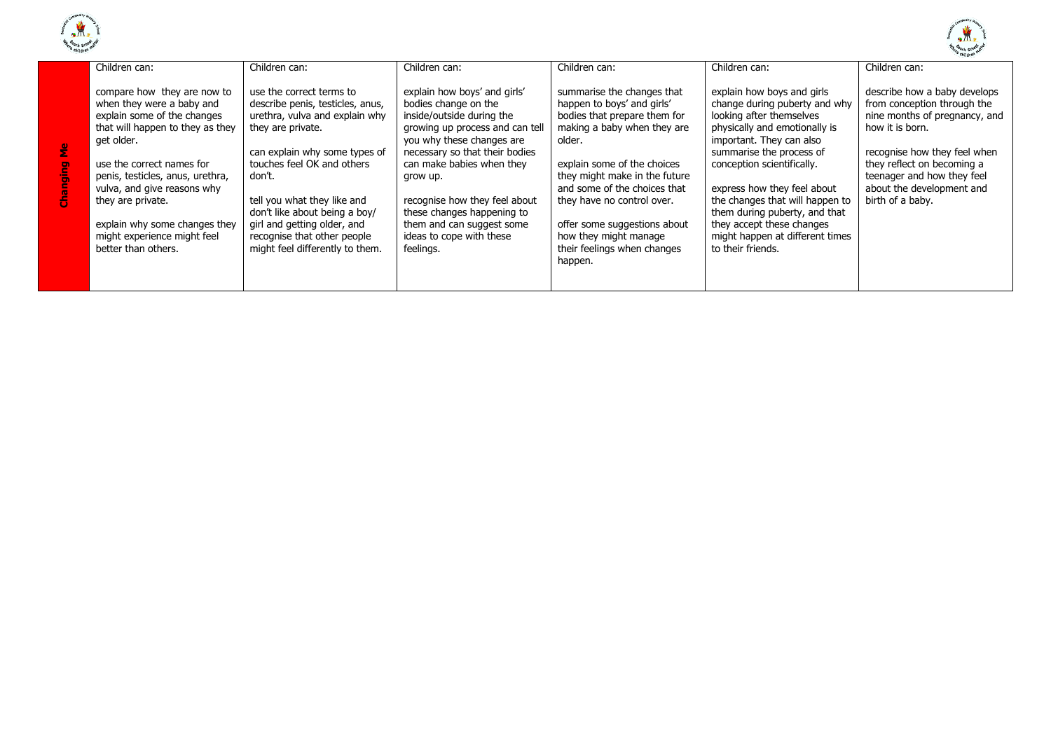| | | | | | | |
|---|---|---|---|---|---|---|
| **Changing Me** | Children can:<br><br>compare how they are now to when they were a baby and explain some of the changes that will happen to they as they get older.<br><br>use the correct names for penis, testicles, anus, urethra, vulva, and give reasons why they are private.<br><br>explain why some changes they might experience might feel better than others. | Children can:<br><br>use the correct terms to describe penis, testicles, anus, urethra, vulva and explain why they are private.<br><br>can explain why some types of touches feel OK and others don't.<br><br>tell you what they like and don't like about being a boy/ girl and getting older, and recognise that other people might feel differently to them. | Children can:<br><br>explain how boys' and girls' bodies change on the inside/outside during the growing up process and can tell you why these changes are necessary so that their bodies can make babies when they grow up.<br><br>recognise how they feel about these changes happening to them and can suggest some ideas to cope with these feelings. | Children can:<br><br>summarise the changes that happen to boys' and girls' bodies that prepare them for making a baby when they are older.<br><br>explain some of the choices they might make in the future and some of the choices that they have no control over.<br><br>offer some suggestions about how they might manage their feelings when changes happen. | Children can:<br><br>explain how boys and girls change during puberty and why looking after themselves physically and emotionally is important. They can also summarise the process of conception scientifically.<br><br>express how they feel about the changes that will happen to them during puberty, and that they accept these changes might happen at different times to their friends. | Children can:<br><br>describe how a baby develops from conception through the nine months of pregnancy, and how it is born.<br><br>recognise how they feel when they reflect on becoming a teenager and how they feel about the development and birth of a baby. |